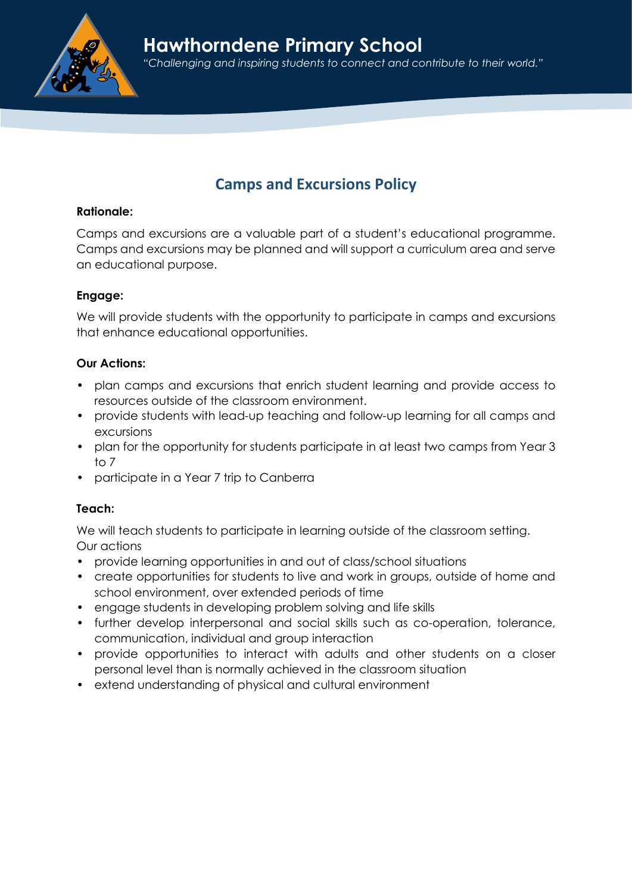# Hawthorndene Primary School

*"Challenging and inspiring students to connect and contribute to their world."*

## Camps and Excursions Policy

**Rationale:**

Camps and excursions are a valuable part of a student's educational programme. Camps and excursions may be planned and will support a curriculum area and serve an educational purpose.

**Engage:**

We will provide students with the opportunity to participate in camps and excursions that enhance educational opportunities.

**Our Actions:**

- plan camps and excursions that enrich student learning and provide access to resources outside of the classroom environment.
- provide students with lead-up teaching and follow-up learning for all camps and excursions
- plan for the opportunity for students participate in at least two camps from Year 3 to 7
- participate in a Year 7 trip to Canberra

**Teach:**

We will teach students to participate in learning outside of the classroom setting.
Our actions

- provide learning opportunities in and out of class/school situations
- create opportunities for students to live and work in groups, outside of home and school environment, over extended periods of time
- engage students in developing problem solving and life skills
- further develop interpersonal and social skills such as co-operation, tolerance, communication, individual and group interaction
- provide opportunities to interact with adults and other students on a closer personal level than is normally achieved in the classroom situation
- extend understanding of physical and cultural environment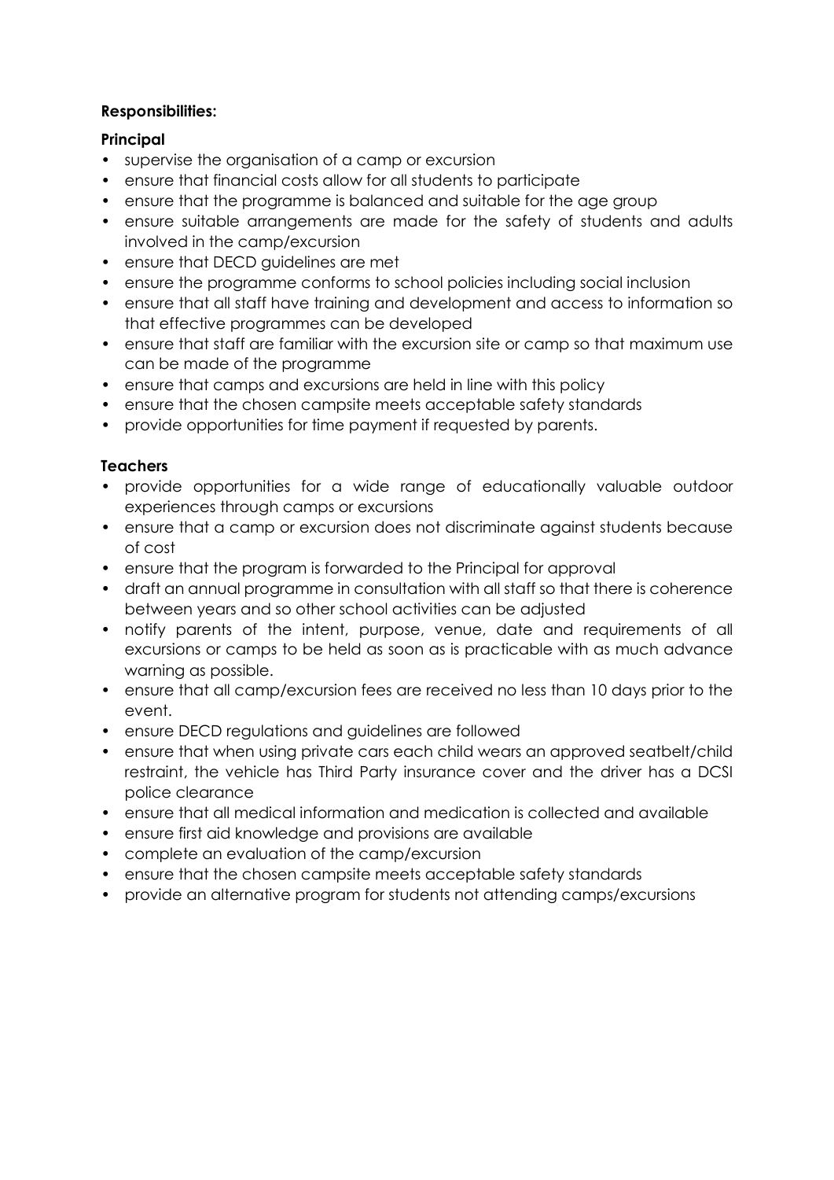**Responsibilities:**

**Principal**

- supervise the organisation of a camp or excursion
- ensure that financial costs allow for all students to participate
- ensure that the programme is balanced and suitable for the age group
- ensure suitable arrangements are made for the safety of students and adults involved in the camp/excursion
- ensure that DECD guidelines are met
- ensure the programme conforms to school policies including social inclusion
- ensure that all staff have training and development and access to information so that effective programmes can be developed
- ensure that staff are familiar with the excursion site or camp so that maximum use can be made of the programme
- ensure that camps and excursions are held in line with this policy
- ensure that the chosen campsite meets acceptable safety standards
- provide opportunities for time payment if requested by parents.

**Teachers**

- provide opportunities for a wide range of educationally valuable outdoor experiences through camps or excursions
- ensure that a camp or excursion does not discriminate against students because of cost
- ensure that the program is forwarded to the Principal for approval
- draft an annual programme in consultation with all staff so that there is coherence between years and so other school activities can be adjusted
- notify parents of the intent, purpose, venue, date and requirements of all excursions or camps to be held as soon as is practicable with as much advance warning as possible.
- ensure that all camp/excursion fees are received no less than 10 days prior to the event.
- ensure DECD regulations and guidelines are followed
- ensure that when using private cars each child wears an approved seatbelt/child restraint, the vehicle has Third Party insurance cover and the driver has a DCSI police clearance
- ensure that all medical information and medication is collected and available
- ensure first aid knowledge and provisions are available
- complete an evaluation of the camp/excursion
- ensure that the chosen campsite meets acceptable safety standards
- provide an alternative program for students not attending camps/excursions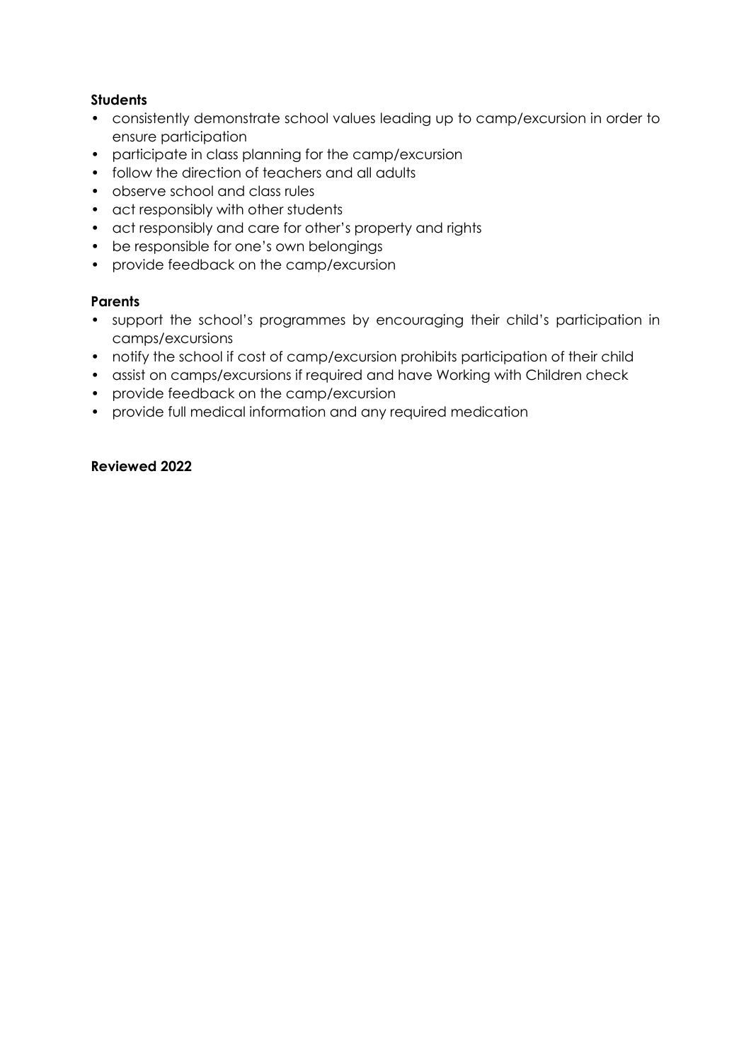**Students**

- consistently demonstrate school values leading up to camp/excursion in order to ensure participation
- participate in class planning for the camp/excursion
- follow the direction of teachers and all adults
- observe school and class rules
- act responsibly with other students
- act responsibly and care for other's property and rights
- be responsible for one's own belongings
- provide feedback on the camp/excursion

**Parents**

- support the school's programmes by encouraging their child's participation in camps/excursions
- notify the school if cost of camp/excursion prohibits participation of their child
- assist on camps/excursions if required and have Working with Children check
- provide feedback on the camp/excursion
- provide full medical information and any required medication

**Reviewed 2022**